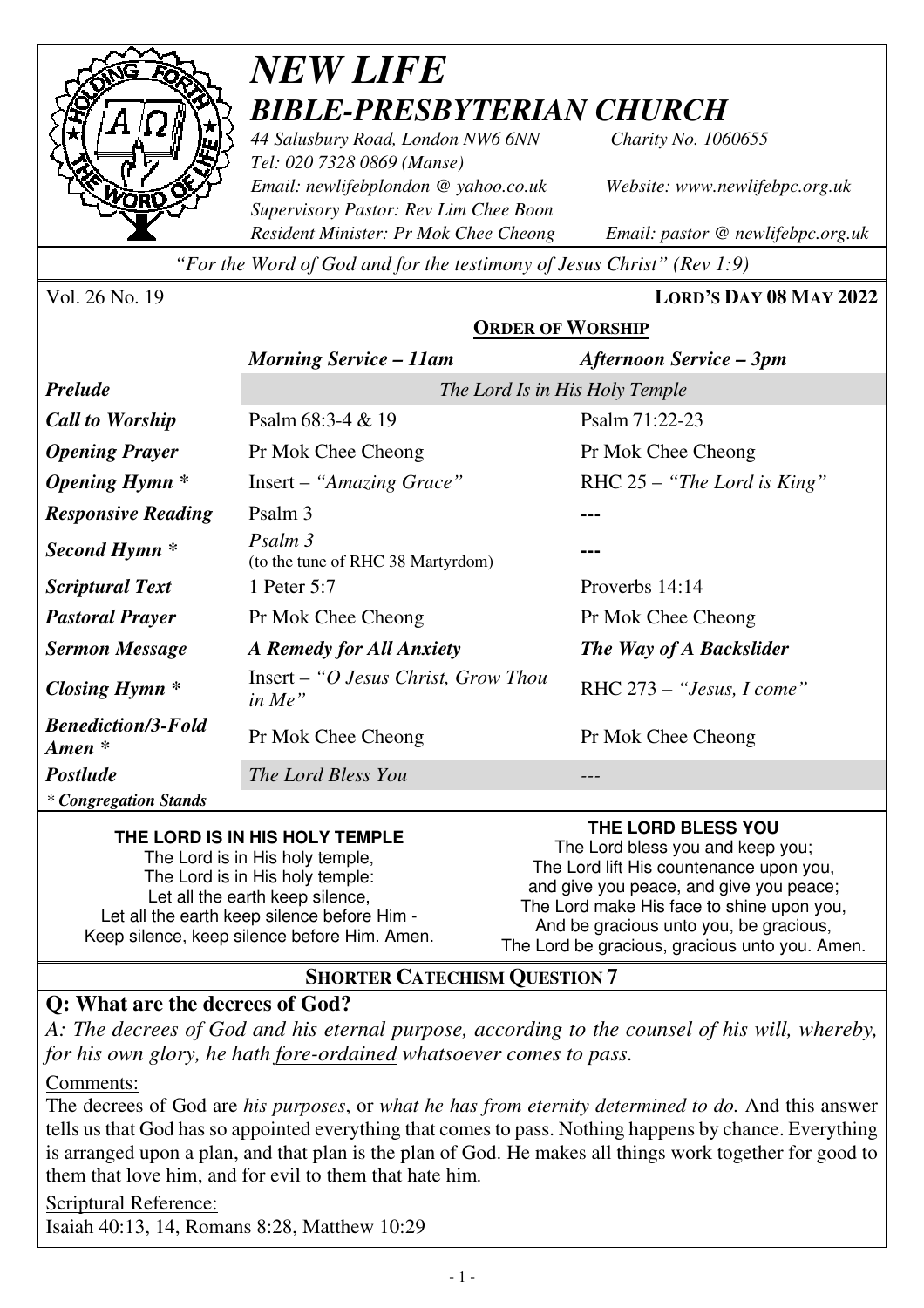# *NEW LIFE*
## *BIBLE-PRESBYTERIAN CHURCH*

*44 Salusbury Road, London NW6 6NN* — *Charity No. 1060655*
*Tel: 020 7328 0869 (Manse)*
*Email: newlifebplondon @ yahoo.co.uk* — *Website: www.newlifebpc.org.uk*
*Supervisory Pastor: Rev Lim Chee Boon*
*Resident Minister: Pr Mok Chee Cheong* — *Email: pastor @ newlifebpc.org.uk*

*"For the Word of God and for the testimony of Jesus Christ" (Rev 1:9)*

Vol. 26 No. 19 — **LORD'S DAY 08 MAY 2022**

### ORDER OF WORSHIP

| | *Morning Service – 11am* | *Afternoon Service – 3pm* |
|---|---|---|
| ***Prelude*** | *The Lord Is in His Holy Temple* | |
| ***Call to Worship*** | Psalm 68:3-4 & 19 | Psalm 71:22-23 |
| ***Opening Prayer*** | Pr Mok Chee Cheong | Pr Mok Chee Cheong |
| ***Opening Hymn **** | Insert – *"Amazing Grace"* | RHC 25 – *"The Lord is King"* |
| ***Responsive Reading*** | Psalm 3 | --- |
| ***Second Hymn **** | *Psalm 3* (to the tune of RHC 38 Martyrdom) | --- |
| ***Scriptural Text*** | 1 Peter 5:7 | Proverbs 14:14 |
| ***Pastoral Prayer*** | Pr Mok Chee Cheong | Pr Mok Chee Cheong |
| ***Sermon Message*** | ***A Remedy for All Anxiety*** | ***The Way of A Backslider*** |
| ***Closing Hymn **** | Insert – *"O Jesus Christ, Grow Thou in Me"* | RHC 273 – *"Jesus, I come"* |
| ***Benediction/3-Fold Amen **** | Pr Mok Chee Cheong | Pr Mok Chee Cheong |
| ***Postlude*** | *The Lord Bless You* | --- |

*\* Congregation Stands*

**THE LORD IS IN HIS HOLY TEMPLE**
The Lord is in His holy temple,
The Lord is in His holy temple:
Let all the earth keep silence,
Let all the earth keep silence before Him -
Keep silence, keep silence before Him. Amen.

**THE LORD BLESS YOU**
The Lord bless you and keep you;
The Lord lift His countenance upon you,
and give you peace, and give you peace;
The Lord make His face to shine upon you,
And be gracious unto you, be gracious,
The Lord be gracious, gracious unto you. Amen.

### SHORTER CATECHISM QUESTION 7

**Q: What are the decrees of God?**

*A: The decrees of God and his eternal purpose, according to the counsel of his will, whereby, for his own glory, he hath fore-ordained whatsoever comes to pass.*

Comments:

The decrees of God are *his purposes*, or *what he has from eternity determined to do.* And this answer tells us that God has so appointed everything that comes to pass. Nothing happens by chance. Everything is arranged upon a plan, and that plan is the plan of God. He makes all things work together for good to them that love him, and for evil to them that hate him.

Scriptural Reference:

Isaiah 40:13, 14, Romans 8:28, Matthew 10:29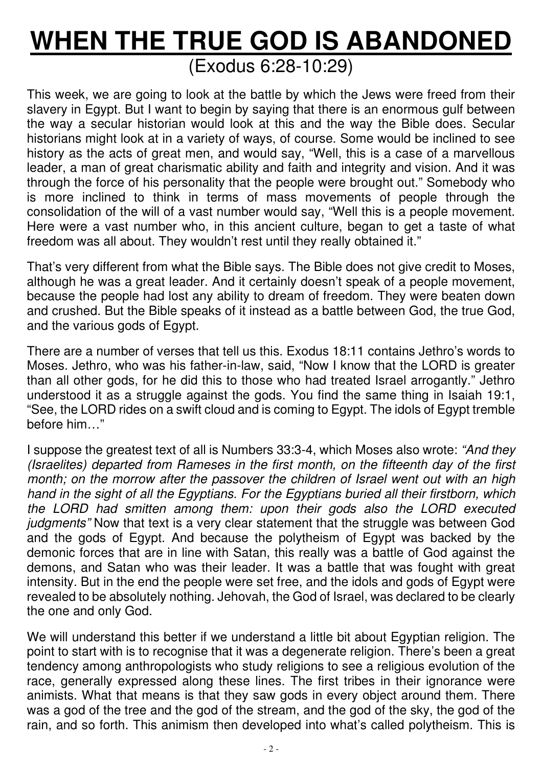# **WHEN THE TRUE GOD IS ABANDONED**

(Exodus 6:28-10:29)

This week, we are going to look at the battle by which the Jews were freed from their slavery in Egypt. But I want to begin by saying that there is an enormous gulf between the way a secular historian would look at this and the way the Bible does. Secular historians might look at in a variety of ways, of course. Some would be inclined to see history as the acts of great men, and would say, "Well, this is a case of a marvellous leader, a man of great charismatic ability and faith and integrity and vision. And it was through the force of his personality that the people were brought out." Somebody who is more inclined to think in terms of mass movements of people through the consolidation of the will of a vast number would say, "Well this is a people movement. Here were a vast number who, in this ancient culture, began to get a taste of what freedom was all about. They wouldn't rest until they really obtained it."

That's very different from what the Bible says. The Bible does not give credit to Moses, although he was a great leader. And it certainly doesn't speak of a people movement, because the people had lost any ability to dream of freedom. They were beaten down and crushed. But the Bible speaks of it instead as a battle between God, the true God, and the various gods of Egypt.

There are a number of verses that tell us this. Exodus 18:11 contains Jethro's words to Moses. Jethro, who was his father-in-law, said, "Now I know that the LORD is greater than all other gods, for he did this to those who had treated Israel arrogantly." Jethro understood it as a struggle against the gods. You find the same thing in Isaiah 19:1, "See, the LORD rides on a swift cloud and is coming to Egypt. The idols of Egypt tremble before him…"

I suppose the greatest text of all is Numbers 33:3-4, which Moses also wrote: *"And they (Israelites) departed from Rameses in the first month, on the fifteenth day of the first month; on the morrow after the passover the children of Israel went out with an high hand in the sight of all the Egyptians. For the Egyptians buried all their firstborn, which the LORD had smitten among them: upon their gods also the LORD executed judgments"* Now that text is a very clear statement that the struggle was between God and the gods of Egypt. And because the polytheism of Egypt was backed by the demonic forces that are in line with Satan, this really was a battle of God against the demons, and Satan who was their leader. It was a battle that was fought with great intensity. But in the end the people were set free, and the idols and gods of Egypt were revealed to be absolutely nothing. Jehovah, the God of Israel, was declared to be clearly the one and only God.

We will understand this better if we understand a little bit about Egyptian religion. The point to start with is to recognise that it was a degenerate religion. There's been a great tendency among anthropologists who study religions to see a religious evolution of the race, generally expressed along these lines. The first tribes in their ignorance were animists. What that means is that they saw gods in every object around them. There was a god of the tree and the god of the stream, and the god of the sky, the god of the rain, and so forth. This animism then developed into what's called polytheism. This is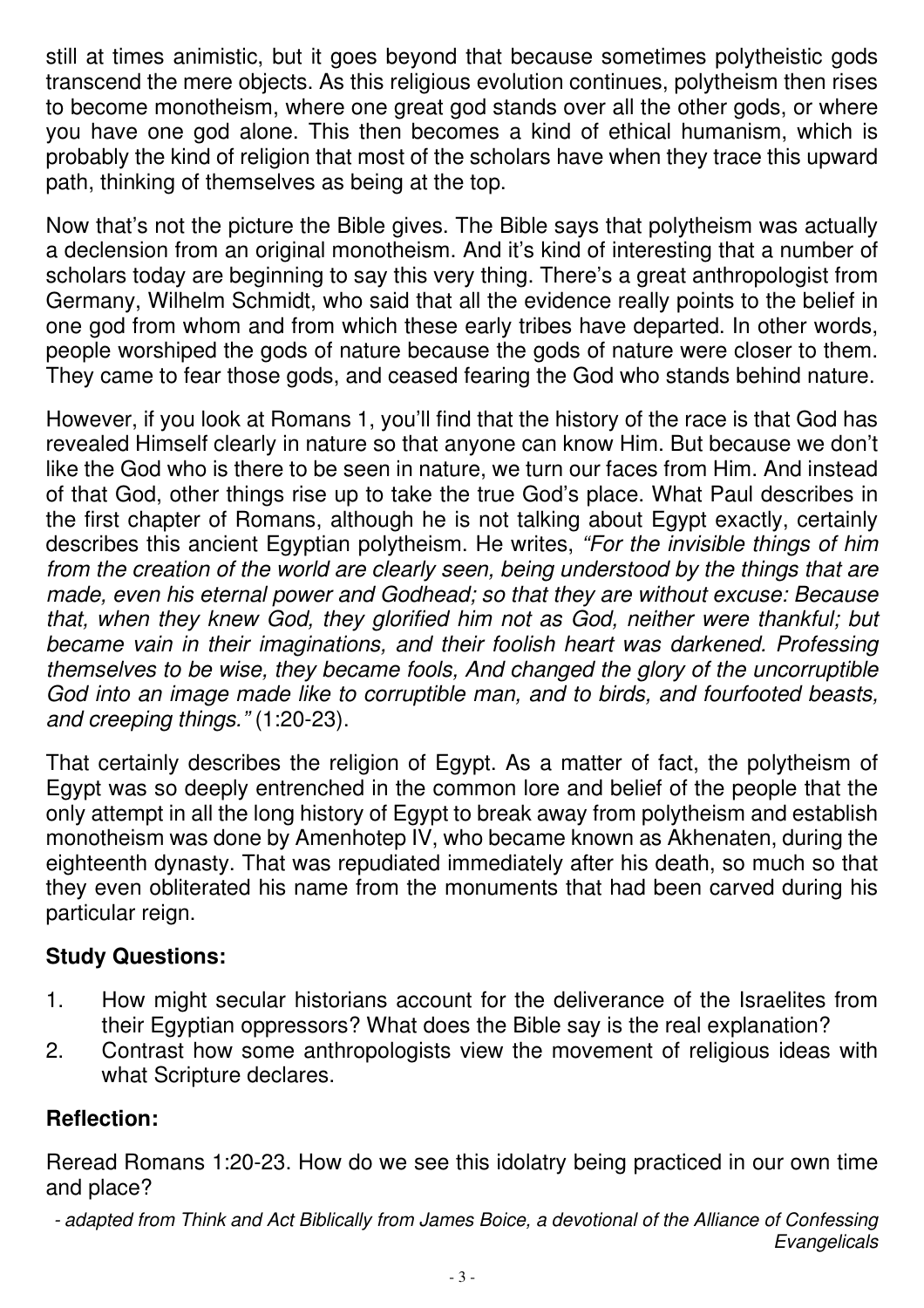still at times animistic, but it goes beyond that because sometimes polytheistic gods transcend the mere objects. As this religious evolution continues, polytheism then rises to become monotheism, where one great god stands over all the other gods, or where you have one god alone. This then becomes a kind of ethical humanism, which is probably the kind of religion that most of the scholars have when they trace this upward path, thinking of themselves as being at the top.

Now that's not the picture the Bible gives. The Bible says that polytheism was actually a declension from an original monotheism. And it's kind of interesting that a number of scholars today are beginning to say this very thing. There's a great anthropologist from Germany, Wilhelm Schmidt, who said that all the evidence really points to the belief in one god from whom and from which these early tribes have departed. In other words, people worshiped the gods of nature because the gods of nature were closer to them. They came to fear those gods, and ceased fearing the God who stands behind nature.

However, if you look at Romans 1, you'll find that the history of the race is that God has revealed Himself clearly in nature so that anyone can know Him. But because we don't like the God who is there to be seen in nature, we turn our faces from Him. And instead of that God, other things rise up to take the true God's place. What Paul describes in the first chapter of Romans, although he is not talking about Egypt exactly, certainly describes this ancient Egyptian polytheism. He writes, *"For the invisible things of him from the creation of the world are clearly seen, being understood by the things that are made, even his eternal power and Godhead; so that they are without excuse: Because that, when they knew God, they glorified him not as God, neither were thankful; but became vain in their imaginations, and their foolish heart was darkened. Professing themselves to be wise, they became fools, And changed the glory of the uncorruptible God into an image made like to corruptible man, and to birds, and fourfooted beasts, and creeping things."* (1:20-23).

That certainly describes the religion of Egypt. As a matter of fact, the polytheism of Egypt was so deeply entrenched in the common lore and belief of the people that the only attempt in all the long history of Egypt to break away from polytheism and establish monotheism was done by Amenhotep IV, who became known as Akhenaten, during the eighteenth dynasty. That was repudiated immediately after his death, so much so that they even obliterated his name from the monuments that had been carved during his particular reign.

## Study Questions:

1. How might secular historians account for the deliverance of the Israelites from their Egyptian oppressors? What does the Bible say is the real explanation?
2. Contrast how some anthropologists view the movement of religious ideas with what Scripture declares.

## Reflection:

Reread Romans 1:20-23. How do we see this idolatry being practiced in our own time and place?

*- adapted from Think and Act Biblically from James Boice, a devotional of the Alliance of Confessing Evangelicals*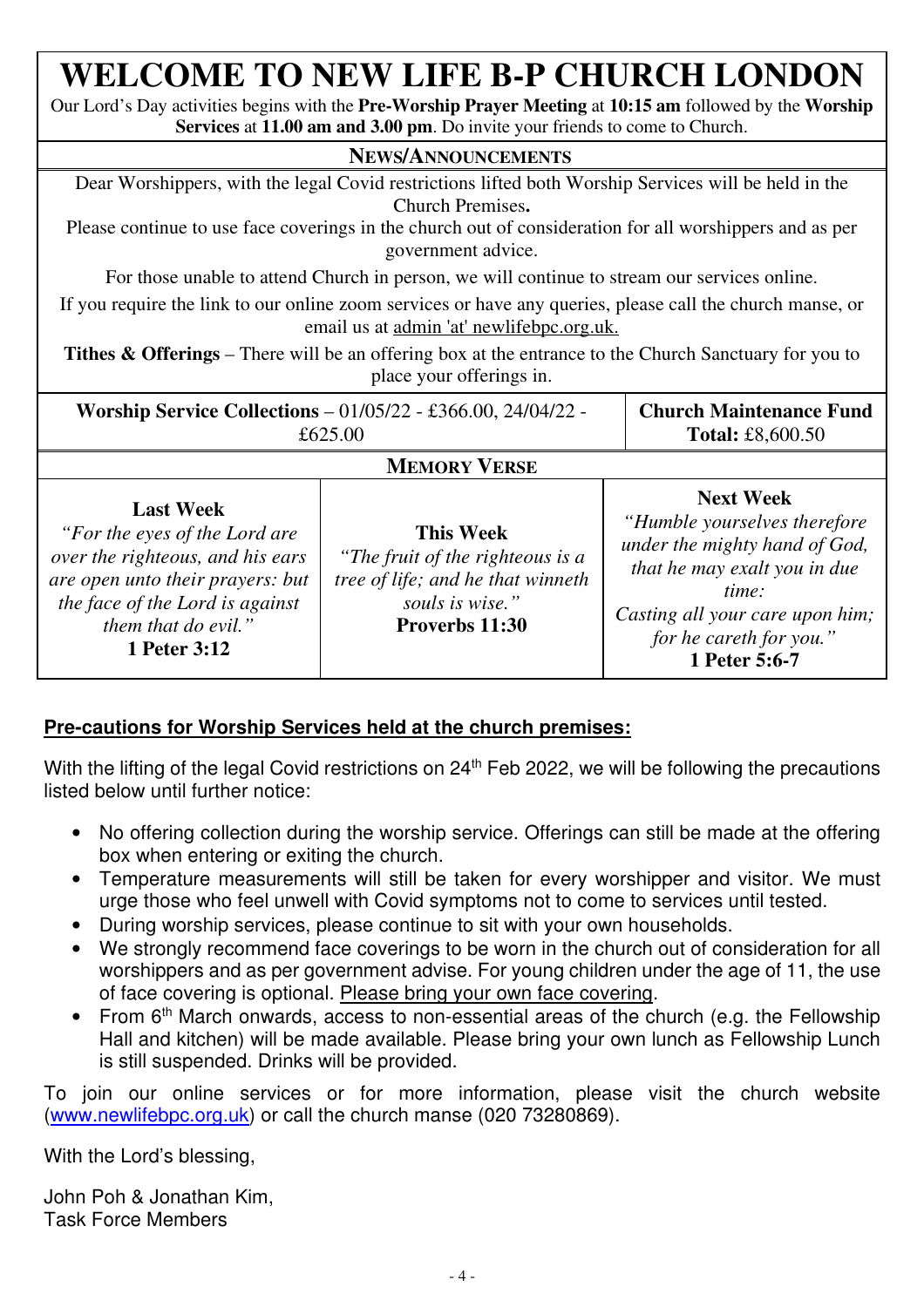# WELCOME TO NEW LIFE B-P CHURCH LONDON

Our Lord's Day activities begins with the **Pre-Worship Prayer Meeting** at **10:15 am** followed by the **Worship Services** at **11.00 am and 3.00 pm**. Do invite your friends to come to Church.

## NEWS/ANNOUNCEMENTS

Dear Worshippers, with the legal Covid restrictions lifted both Worship Services will be held in the Church Premises**.**

Please continue to use face coverings in the church out of consideration for all worshippers and as per government advice.

For those unable to attend Church in person, we will continue to stream our services online.

If you require the link to our online zoom services or have any queries, please call the church manse, or email us at admin 'at' newlifebpc.org.uk.

**Tithes & Offerings** – There will be an offering box at the entrance to the Church Sanctuary for you to place your offerings in.

| | |
|---|---|
| **Worship Service Collections** – 01/05/22 - £366.00, 24/04/22 - £625.00 | **Church Maintenance Fund Total:** £8,600.50 |

## MEMORY VERSE

| Last Week | This Week | Next Week |
|---|---|---|
| *"For the eyes of the Lord are over the righteous, and his ears are open unto their prayers: but the face of the Lord is against them that do evil."* **1 Peter 3:12** | *"The fruit of the righteous is a tree of life; and he that winneth souls is wise."* **Proverbs 11:30** | *"Humble yourselves therefore under the mighty hand of God, that he may exalt you in due time: Casting all your care upon him; for he careth for you."* **1 Peter 5:6-7** |

**Pre-cautions for Worship Services held at the church premises:**

With the lifting of the legal Covid restrictions on 24th Feb 2022, we will be following the precautions listed below until further notice:

- No offering collection during the worship service. Offerings can still be made at the offering box when entering or exiting the church.
- Temperature measurements will still be taken for every worshipper and visitor. We must urge those who feel unwell with Covid symptoms not to come to services until tested.
- During worship services, please continue to sit with your own households.
- We strongly recommend face coverings to be worn in the church out of consideration for all worshippers and as per government advise. For young children under the age of 11, the use of face covering is optional. Please bring your own face covering.
- From 6th March onwards, access to non-essential areas of the church (e.g. the Fellowship Hall and kitchen) will be made available. Please bring your own lunch as Fellowship Lunch is still suspended. Drinks will be provided.

To join our online services or for more information, please visit the church website (www.newlifebpc.org.uk) or call the church manse (020 73280869).

With the Lord's blessing,

John Poh & Jonathan Kim,
Task Force Members